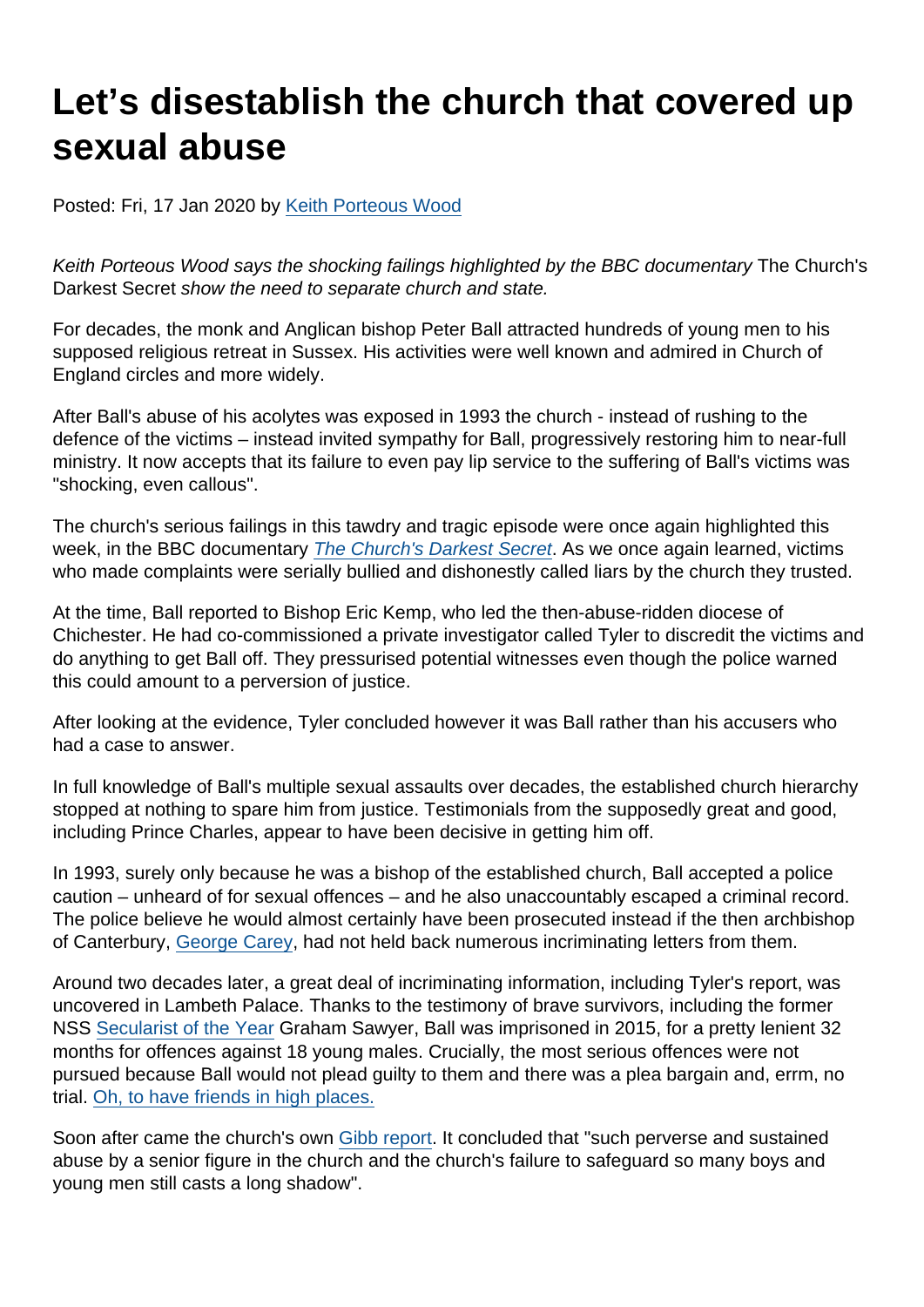# Let's disestablish the church that covered up sexual abuse

Posted: Fri, 17 Jan 2020 by Keith Porteous Wood

*Keith Porteous Wood says the shocking failings highlighted by the BBC documentary* The Church's Darkest Secret *show the need to separate church and state.*

For decades, the monk and Anglican bishop Peter Ball attracted hundreds of young men to his supposed religious retreat in Sussex. His activities were well known and admired in Church of England circles and more widely.

After Ball's abuse of his acolytes was exposed in 1993 the church - instead of rushing to the defence of the victims – instead invited sympathy for Ball, progressively restoring him to near-full ministry. It now accepts that its failure to even pay lip service to the suffering of Ball's victims was "shocking, even callous".

The church's serious failings in this tawdry and tragic episode were once again highlighted this week, in the BBC documentary *The Church's Darkest Secret*. As we once again learned, victims who made complaints were serially bullied and dishonestly called liars by the church they trusted.

At the time, Ball reported to Bishop Eric Kemp, who led the then-abuse-ridden diocese of Chichester. He had co-commissioned a private investigator called Tyler to discredit the victims and do anything to get Ball off. They pressurised potential witnesses even though the police warned this could amount to a perversion of justice.

After looking at the evidence, Tyler concluded however it was Ball rather than his accusers who had a case to answer.

In full knowledge of Ball's multiple sexual assaults over decades, the established church hierarchy stopped at nothing to spare him from justice. Testimonials from the supposedly great and good, including Prince Charles, appear to have been decisive in getting him off.

In 1993, surely only because he was a bishop of the established church, Ball accepted a police caution – unheard of for sexual offences – and he also unaccountably escaped a criminal record. The police believe he would almost certainly have been prosecuted instead if the then archbishop of Canterbury, George Carey, had not held back numerous incriminating letters from them.

Around two decades later, a great deal of incriminating information, including Tyler's report, was uncovered in Lambeth Palace. Thanks to the testimony of brave survivors, including the former NSS Secularist of the Year Graham Sawyer, Ball was imprisoned in 2015, for a pretty lenient 32 months for offences against 18 young males. Crucially, the most serious offences were not pursued because Ball would not plead guilty to them and there was a plea bargain and, errm, no trial. Oh, to have friends in high places.

Soon after came the church's own Gibb report. It concluded that "such perverse and sustained abuse by a senior figure in the church and the church's failure to safeguard so many boys and young men still casts a long shadow".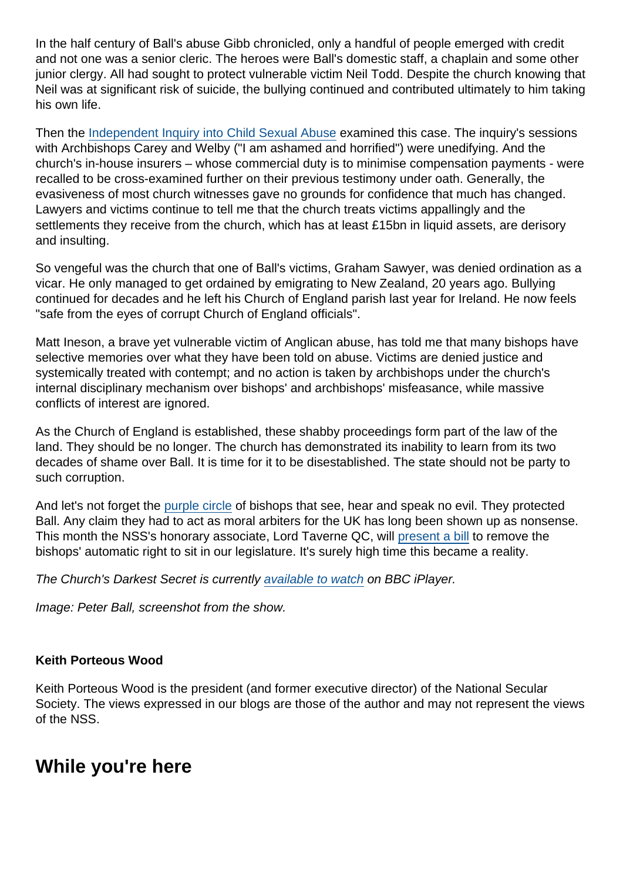In the half century of Ball's abuse Gibb chronicled, only a handful of people emerged with credit and not one was a senior cleric. The heroes were Ball's domestic staff, a chaplain and some other junior clergy. All had sought to protect vulnerable victim Neil Todd. Despite the church knowing that Neil was at significant risk of suicide, the bullying continued and contributed ultimately to him taking his own life.

Then the Independent Inquiry into Child Sexual Abuse examined this case. The inquiry's sessions with Archbishops Carey and Welby ("I am ashamed and horrified") were unedifying. And the church's in-house insurers – whose commercial duty is to minimise compensation payments - were recalled to be cross-examined further on their previous testimony under oath. Generally, the evasiveness of most church witnesses gave no grounds for confidence that much has changed. Lawyers and victims continue to tell me that the church treats victims appallingly and the settlements they receive from the church, which has at least £15bn in liquid assets, are derisory and insulting.

So vengeful was the church that one of Ball's victims, Graham Sawyer, was denied ordination as a vicar. He only managed to get ordained by emigrating to New Zealand, 20 years ago. Bullying continued for decades and he left his Church of England parish last year for Ireland. He now feels "safe from the eyes of corrupt Church of England officials".

Matt Ineson, a brave yet vulnerable victim of Anglican abuse, has told me that many bishops have selective memories over what they have been told on abuse. Victims are denied justice and systemically treated with contempt; and no action is taken by archbishops under the church's internal disciplinary mechanism over bishops' and archbishops' misfeasance, while massive conflicts of interest are ignored.

As the Church of England is established, these shabby proceedings form part of the law of the land. They should be no longer. The church has demonstrated its inability to learn from its two decades of shame over Ball. It is time for it to be disestablished. The state should not be party to such corruption.

And let's not forget the purple circle of bishops that see, hear and speak no evil. They protected Ball. Any claim they had to act as moral arbiters for the UK has long been shown up as nonsense. This month the NSS's honorary associate, Lord Taverne QC, will present a bill to remove the bishops' automatic right to sit in our legislature. It's surely high time this became a reality.

*The Church's Darkest Secret is currently available to watch on BBC iPlayer.*

*Image: Peter Ball, screenshot from the show.*

**Keith Porteous Wood**

Keith Porteous Wood is the president (and former executive director) of the National Secular Society. The views expressed in our blogs are those of the author and may not represent the views of the NSS.

## While you're here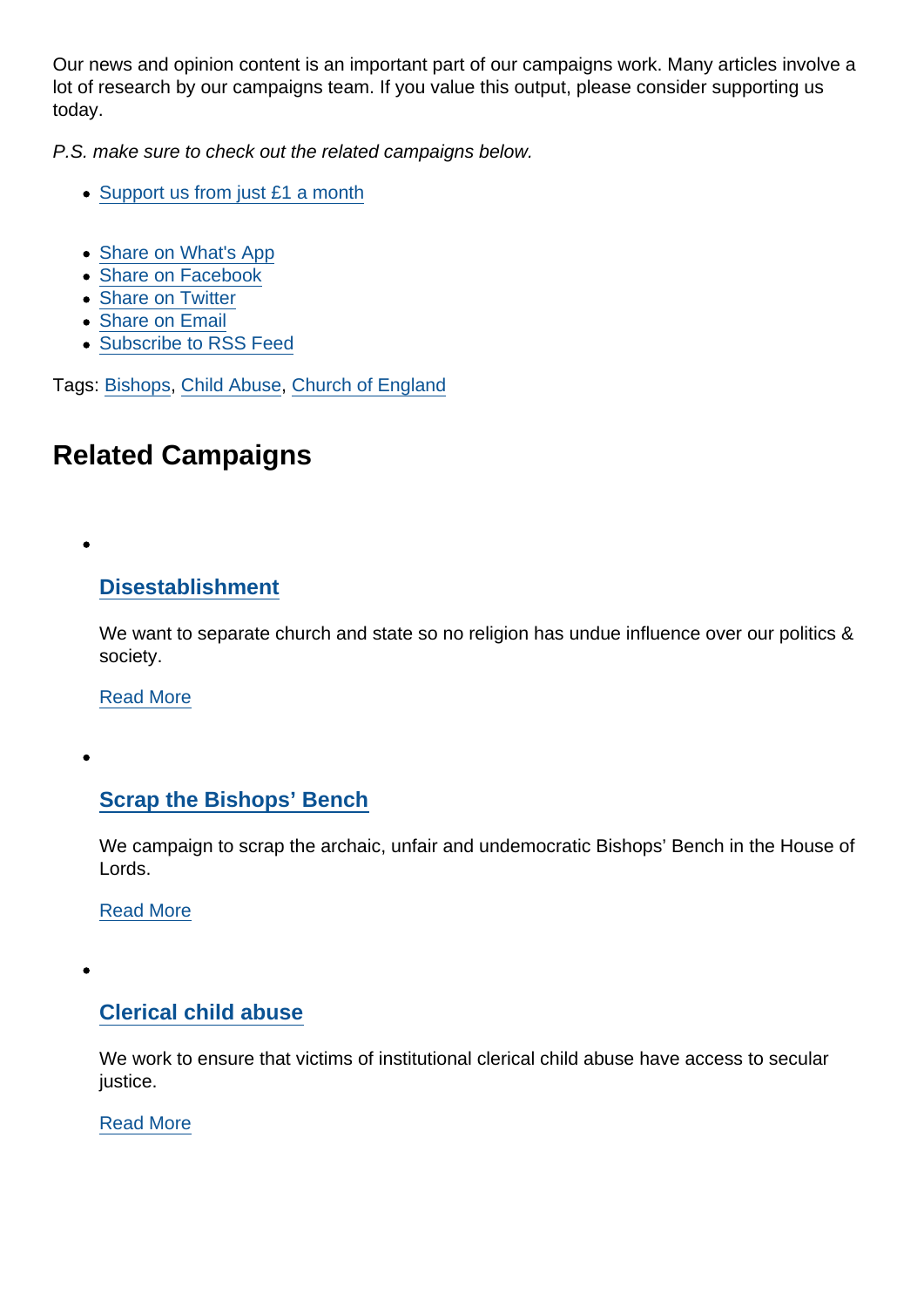Our news and opinion content is an important part of our campaigns work. Many articles involve a lot of research by our campaigns team. If you value this output, please consider supporting us today.

*P.S. make sure to check out the related campaigns below.*

- Support us from just £1 a month

- Share on What's App
- Share on Facebook
- Share on Twitter
- Share on Email
- Subscribe to RSS Feed

Tags: Bishops, Child Abuse, Church of England

## Related Campaigns

- ### Disestablishment

  We want to separate church and state so no religion has undue influence over our politics & society.

  Read More

- ### Scrap the Bishops' Bench

  We campaign to scrap the archaic, unfair and undemocratic Bishops' Bench in the House of Lords.

  Read More

- ### Clerical child abuse

  We work to ensure that victims of institutional clerical child abuse have access to secular justice.

  Read More